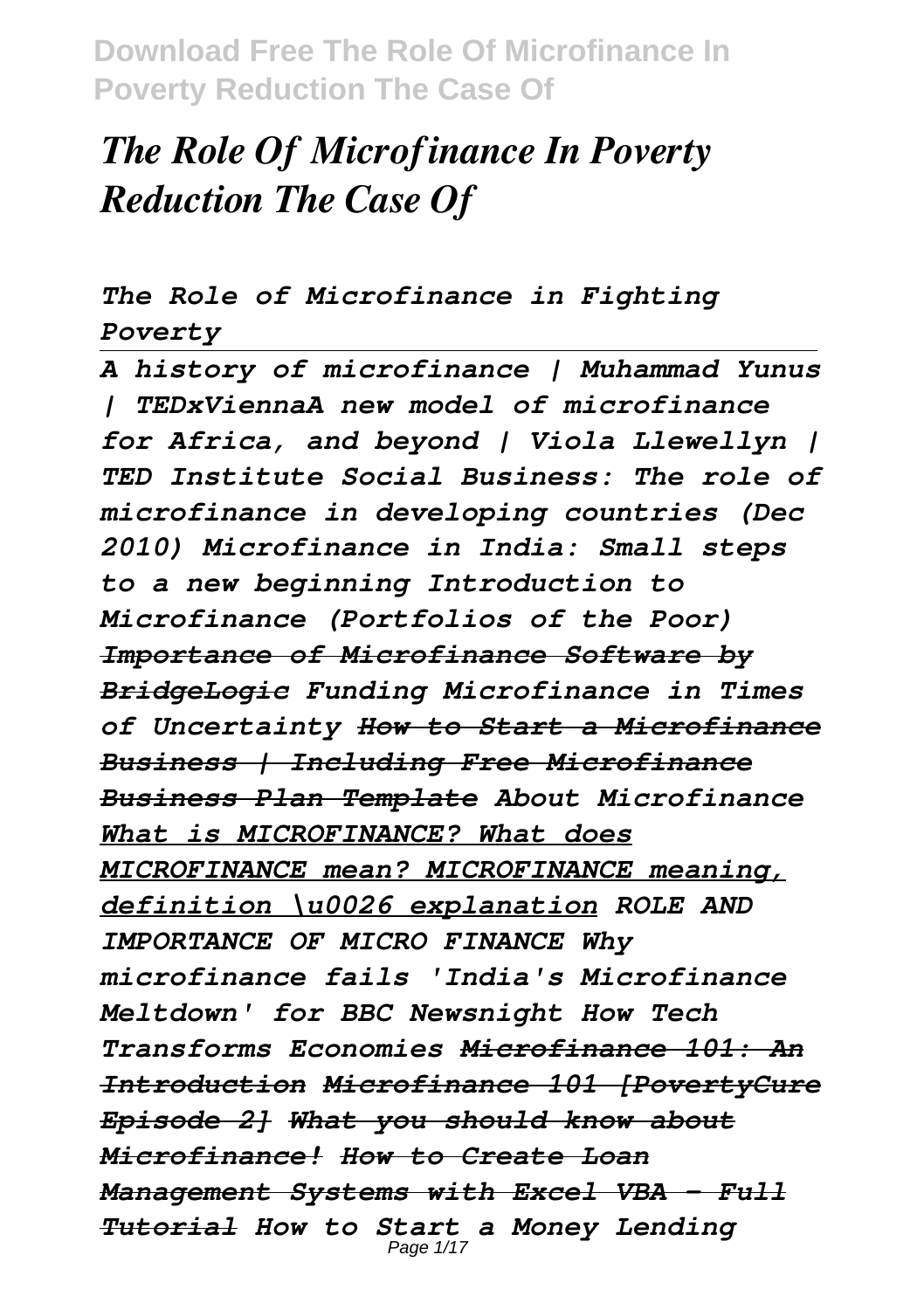# *The Role Of Microfinance In Poverty Reduction The Case Of*

*The Role of Microfinance in Fighting Poverty*

---

*A history of microfinance | Muhammad Yunus | TEDxViennaA new model of microfinance for Africa, and beyond | Viola Llewellyn | TED Institute Social Business: The role of microfinance in developing countries (Dec 2010) Microfinance in India: Small steps to a new beginning Introduction to Microfinance (Portfolios of the Poor)* ~~*Importance of Microfinance Software by BridgeLogic*~~ *Funding Microfinance in Times of Uncertainty* ~~*How to Start a Microfinance Business | Including Free Microfinance Business Plan Template*~~ *About Microfinance* *What is MICROFINANCE? What does MICROFINANCE mean? MICROFINANCE meaning, definition \u0026 explanation* *ROLE AND IMPORTANCE OF MICRO FINANCE Why microfinance fails 'India's Microfinance Meltdown' for BBC Newsnight How Tech Transforms Economies* ~~*Microfinance 101: An Introduction*~~ ~~*Microfinance 101 [PovertyCure Episode 2]*~~ ~~*What you should know about Microfinance!*~~ ~~*How to Create Loan Management Systems with Excel VBA - Full Tutorial*~~ *How to Start a Money Lending*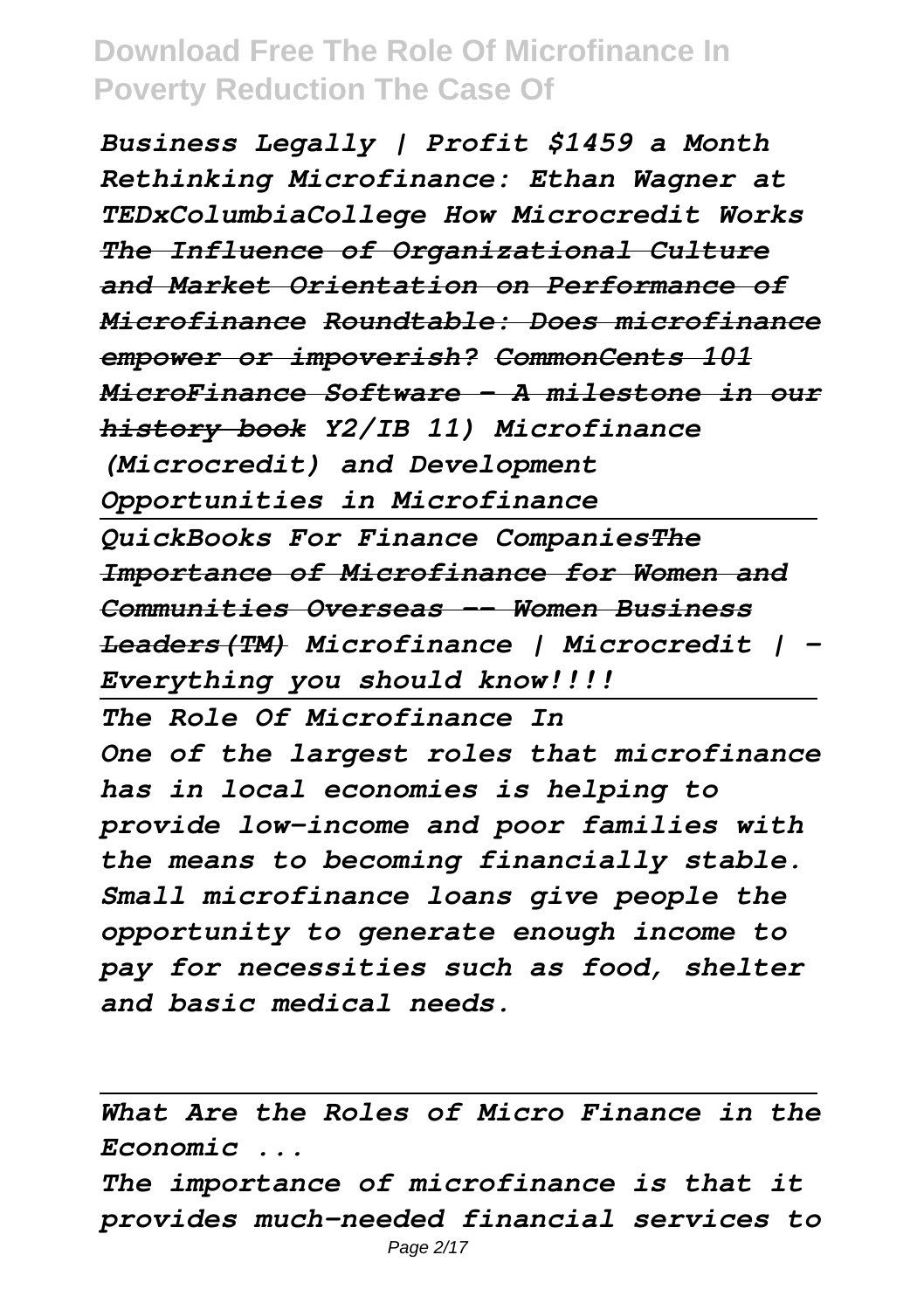*Business Legally | Profit $1459 a Month Rethinking Microfinance: Ethan Wagner at TEDxColumbiaCollege How Microcredit Works ~~The Influence of Organizational Culture and Market Orientation on Performance of Microfinance~~ ~~Roundtable: Does microfinance empower or impoverish?~~ ~~CommonCents 101 MicroFinance Software - A milestone in our history book~~ Y2/IB 11) Microfinance (Microcredit) and Development Opportunities in Microfinance*

*QuickBooks For Finance Companies~~The Importance of Microfinance for Women and Communities Overseas -- Women Business Leaders(TM)~~ Microfinance | Microcredit | - Everything you should know!!!!*

*The Role Of Microfinance In*

*One of the largest roles that microfinance has in local economies is helping to provide low-income and poor families with the means to becoming financially stable. Small microfinance loans give people the opportunity to generate enough income to pay for necessities such as food, shelter and basic medical needs.*

*What Are the Roles of Micro Finance in the Economic ...*

*The importance of microfinance is that it provides much-needed financial services to*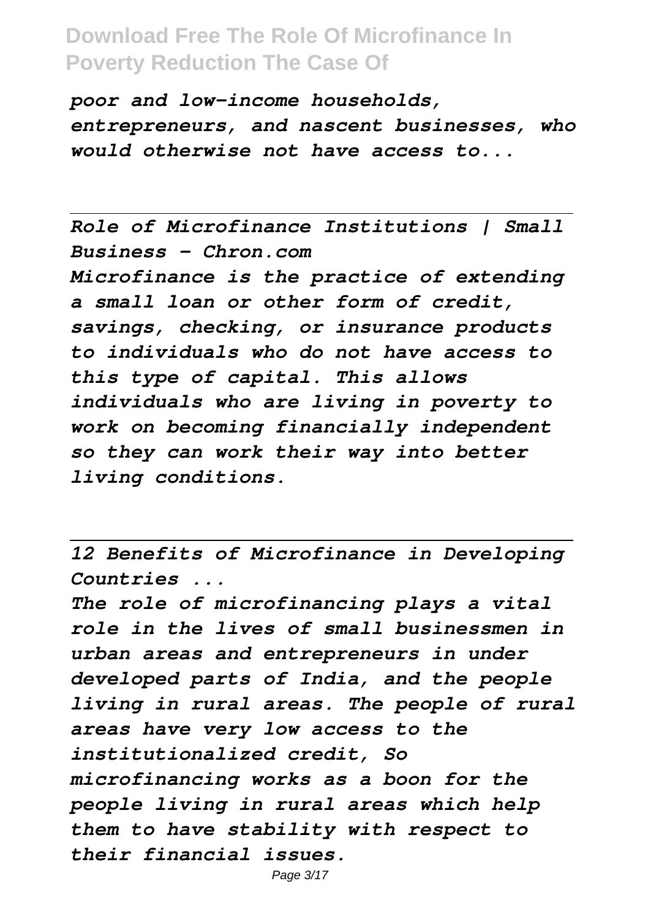*poor and low-income households, entrepreneurs, and nascent businesses, who would otherwise not have access to...*

*Role of Microfinance Institutions | Small Business - Chron.com*

*Microfinance is the practice of extending a small loan or other form of credit, savings, checking, or insurance products to individuals who do not have access to this type of capital. This allows individuals who are living in poverty to work on becoming financially independent so they can work their way into better living conditions.*

*12 Benefits of Microfinance in Developing Countries ...*

*The role of microfinancing plays a vital role in the lives of small businessmen in urban areas and entrepreneurs in under developed parts of India, and the people living in rural areas. The people of rural areas have very low access to the institutionalized credit, So microfinancing works as a boon for the people living in rural areas which help them to have stability with respect to their financial issues.*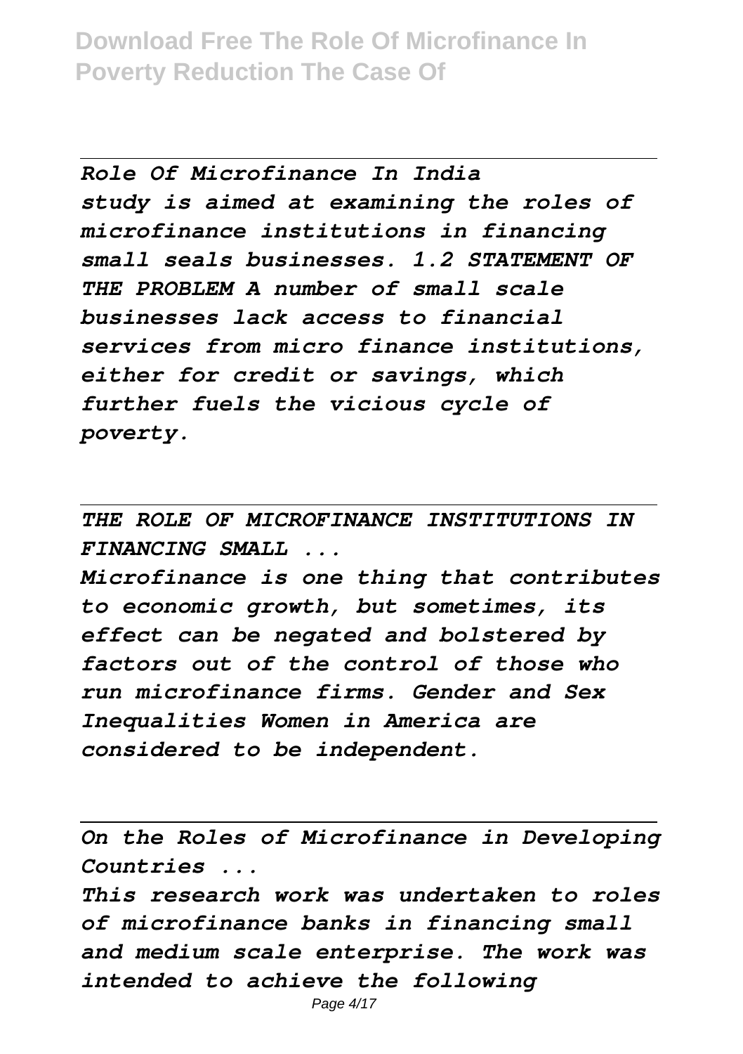*Role Of Microfinance In India*

*study is aimed at examining the roles of microfinance institutions in financing small seals businesses. 1.2 STATEMENT OF THE PROBLEM A number of small scale businesses lack access to financial services from micro finance institutions, either for credit or savings, which further fuels the vicious cycle of poverty.*

*THE ROLE OF MICROFINANCE INSTITUTIONS IN FINANCING SMALL ...*

*Microfinance is one thing that contributes to economic growth, but sometimes, its effect can be negated and bolstered by factors out of the control of those who run microfinance firms. Gender and Sex Inequalities Women in America are considered to be independent.*

*On the Roles of Microfinance in Developing Countries ...*

*This research work was undertaken to roles of microfinance banks in financing small and medium scale enterprise. The work was intended to achieve the following*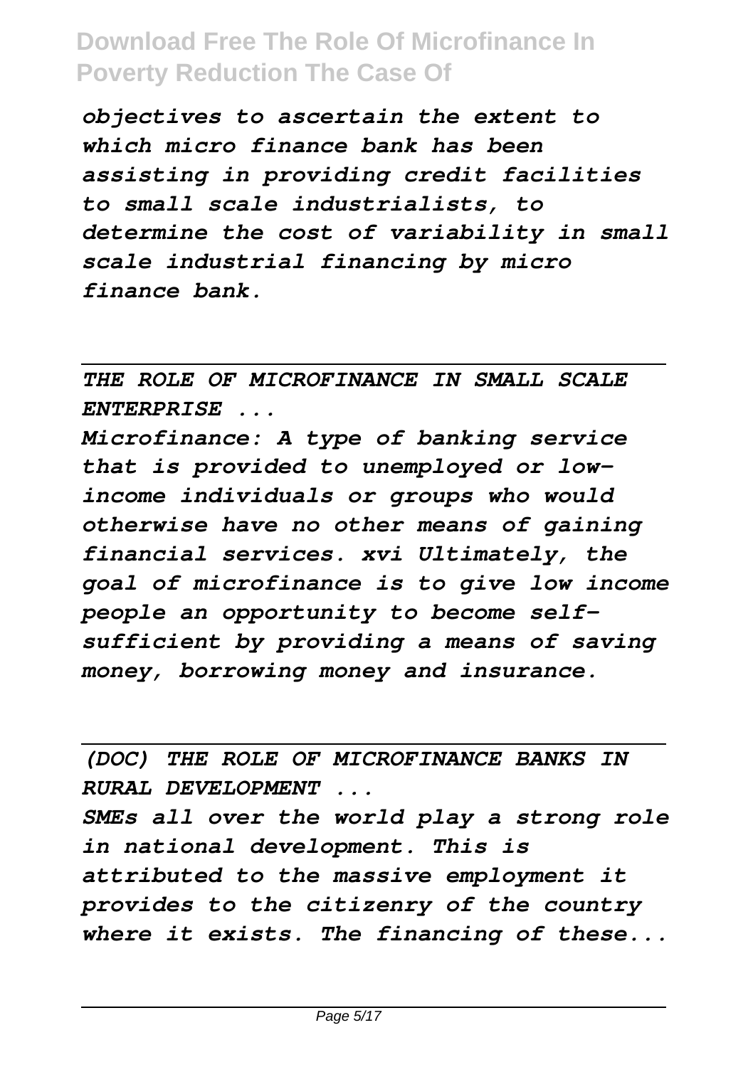*objectives to ascertain the extent to which micro finance bank has been assisting in providing credit facilities to small scale industrialists, to determine the cost of variability in small scale industrial financing by micro finance bank.*

---

*THE ROLE OF MICROFINANCE IN SMALL SCALE ENTERPRISE ...*

*Microfinance: A type of banking service that is provided to unemployed or low-income individuals or groups who would otherwise have no other means of gaining financial services. xvi Ultimately, the goal of microfinance is to give low income people an opportunity to become self-sufficient by providing a means of saving money, borrowing money and insurance.*

---

*(DOC) THE ROLE OF MICROFINANCE BANKS IN RURAL DEVELOPMENT ...*

*SMEs all over the world play a strong role in national development. This is attributed to the massive employment it provides to the citizenry of the country where it exists. The financing of these...*

---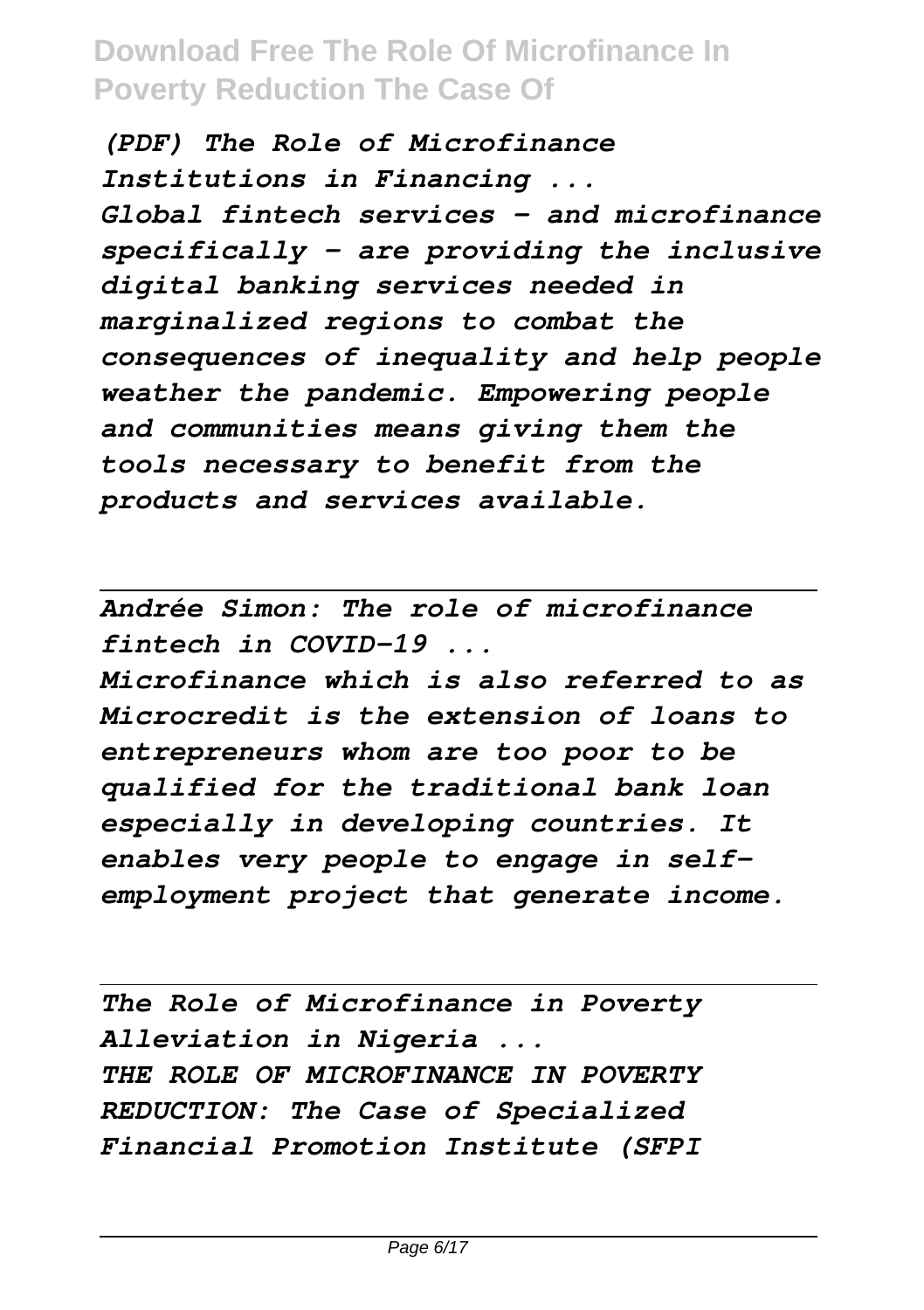*(PDF) The Role of Microfinance Institutions in Financing ...*
*Global fintech services – and microfinance specifically – are providing the inclusive digital banking services needed in marginalized regions to combat the consequences of inequality and help people weather the pandemic. Empowering people and communities means giving them the tools necessary to benefit from the products and services available.*

---

*Andrée Simon: The role of microfinance fintech in COVID-19 ...*
*Microfinance which is also referred to as Microcredit is the extension of loans to entrepreneurs whom are too poor to be qualified for the traditional bank loan especially in developing countries. It enables very people to engage in self-employment project that generate income.*

---

*The Role of Microfinance in Poverty Alleviation in Nigeria ...*
*THE ROLE OF MICROFINANCE IN POVERTY REDUCTION: The Case of Specialized Financial Promotion Institute (SFPI*

---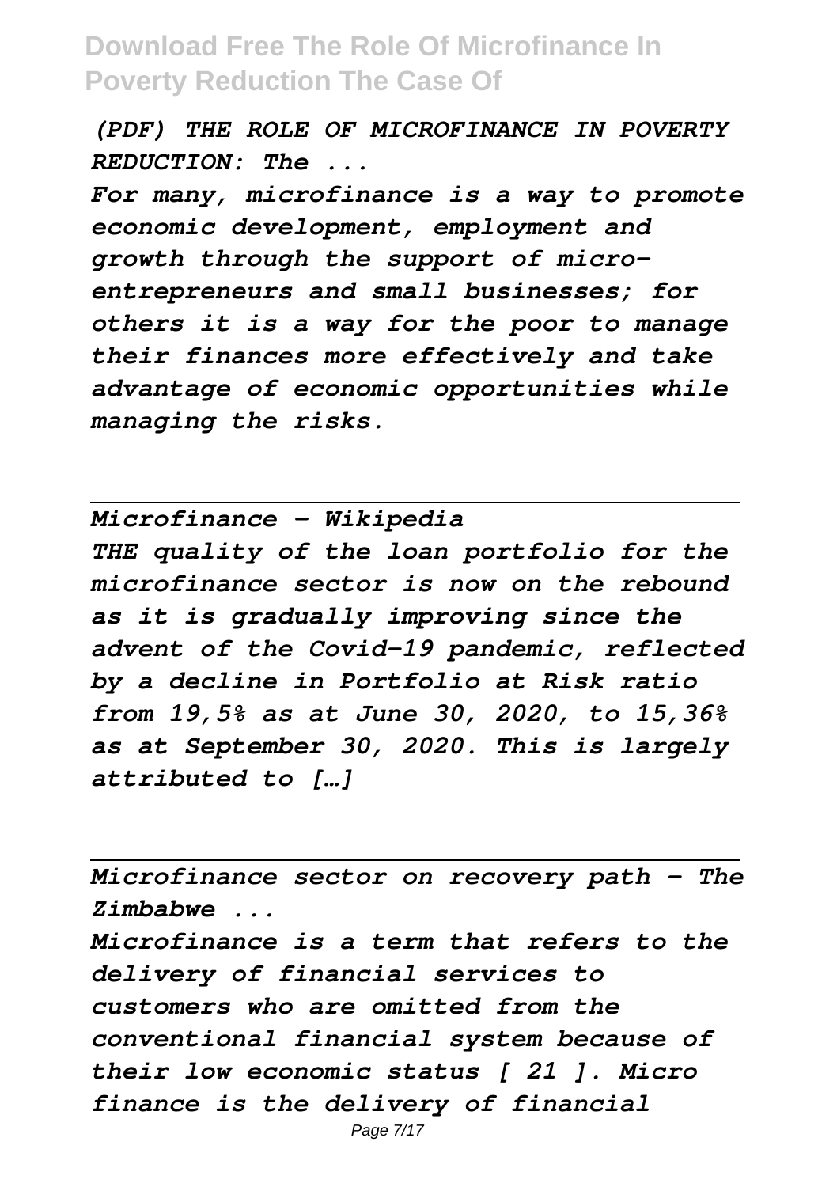*(PDF) THE ROLE OF MICROFINANCE IN POVERTY REDUCTION: The ...*

*For many, microfinance is a way to promote economic development, employment and growth through the support of micro-entrepreneurs and small businesses; for others it is a way for the poor to manage their finances more effectively and take advantage of economic opportunities while managing the risks.*

---

*Microfinance - Wikipedia*

*THE quality of the loan portfolio for the microfinance sector is now on the rebound as it is gradually improving since the advent of the Covid-19 pandemic, reflected by a decline in Portfolio at Risk ratio from 19,5% as at June 30, 2020, to 15,36% as at September 30, 2020. This is largely attributed to […]*

---

*Microfinance sector on recovery path - The Zimbabwe ...*

*Microfinance is a term that refers to the delivery of financial services to customers who are omitted from the conventional financial system because of their low economic status [ 21 ]. Micro finance is the delivery of financial*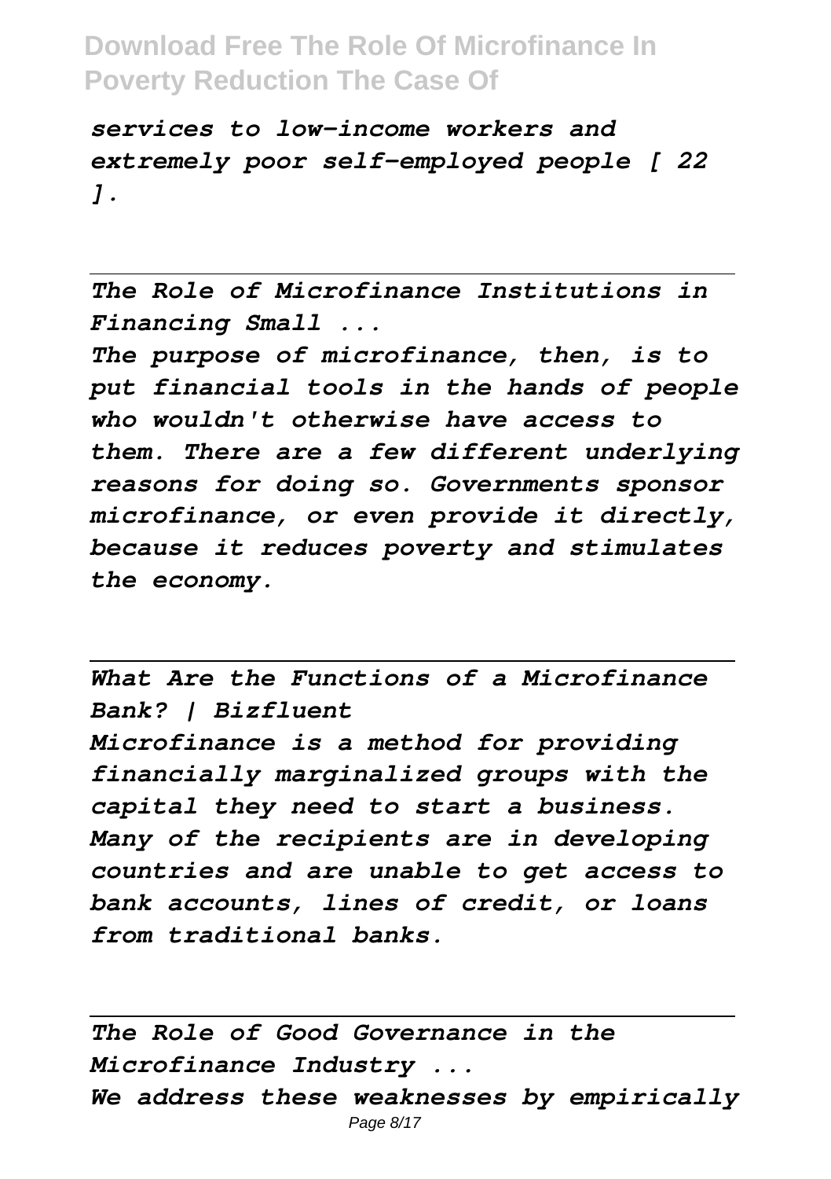*services to low-income workers and extremely poor self-employed people [ 22 ].*

---

*The Role of Microfinance Institutions in Financing Small ...*

*The purpose of microfinance, then, is to put financial tools in the hands of people who wouldn't otherwise have access to them. There are a few different underlying reasons for doing so. Governments sponsor microfinance, or even provide it directly, because it reduces poverty and stimulates the economy.*

---

*What Are the Functions of a Microfinance Bank? | Bizfluent*

*Microfinance is a method for providing financially marginalized groups with the capital they need to start a business. Many of the recipients are in developing countries and are unable to get access to bank accounts, lines of credit, or loans from traditional banks.*

---

*The Role of Good Governance in the Microfinance Industry ...*

*We address these weaknesses by empirically*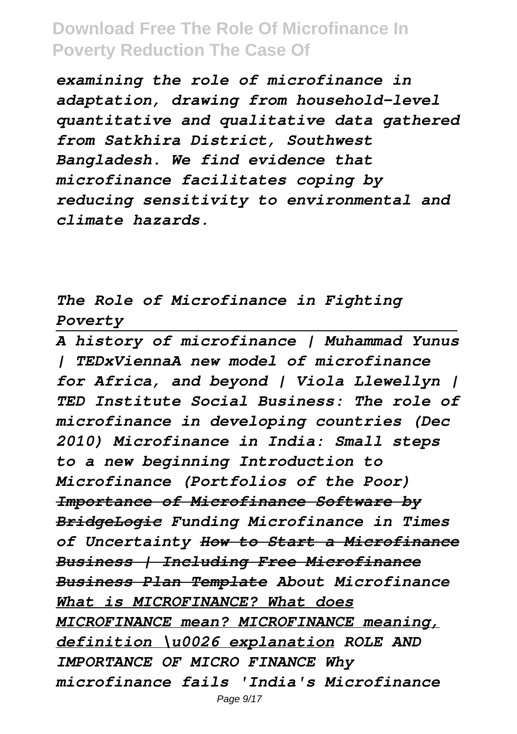*examining the role of microfinance in adaptation, drawing from household-level quantitative and qualitative data gathered from Satkhira District, Southwest Bangladesh. We find evidence that microfinance facilitates coping by reducing sensitivity to environmental and climate hazards.*

*The Role of Microfinance in Fighting Poverty*

*A history of microfinance | Muhammad Yunus | TEDxViennaA new model of microfinance for Africa, and beyond | Viola Llewellyn | TED Institute Social Business: The role of microfinance in developing countries (Dec 2010) Microfinance in India: Small steps to a new beginning Introduction to Microfinance (Portfolios of the Poor) ~~Importance of Microfinance Software by BridgeLogic~~ Funding Microfinance in Times of Uncertainty ~~How to Start a Microfinance Business | Including Free Microfinance Business Plan Template~~ About Microfinance What is MICROFINANCE? What does MICROFINANCE mean? MICROFINANCE meaning, definition \u0026 explanation ROLE AND IMPORTANCE OF MICRO FINANCE Why microfinance fails 'India's Microfinance*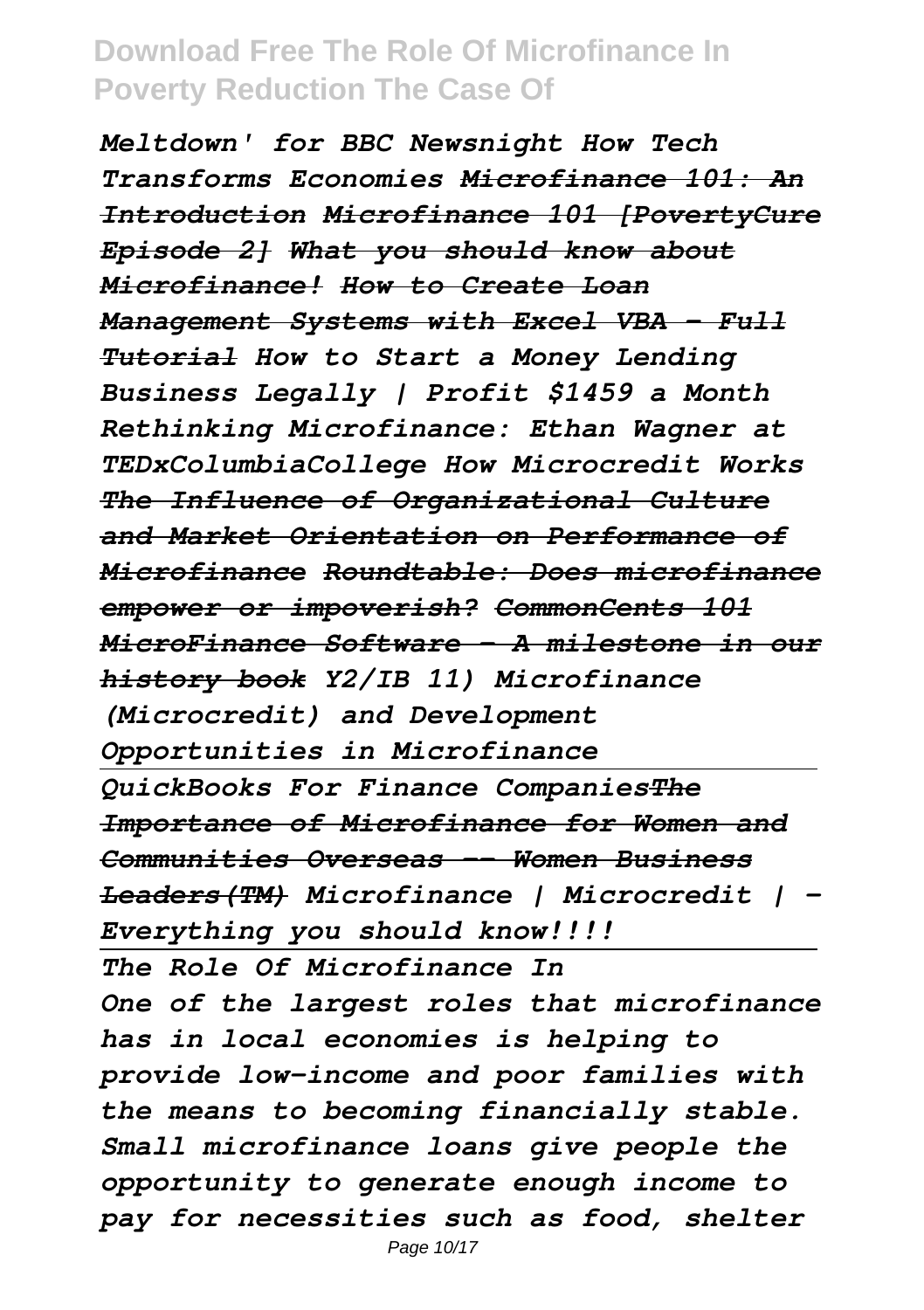*Meltdown' for BBC Newsnight How Tech Transforms Economies ~~Microfinance 101: An Introduction~~ ~~Microfinance 101 [PovertyCure Episode 2]~~ ~~What you should know about Microfinance!~~ ~~How to Create Loan Management Systems with Excel VBA - Full Tutorial~~ How to Start a Money Lending Business Legally | Profit $1459 a Month Rethinking Microfinance: Ethan Wagner at TEDxColumbiaCollege How Microcredit Works ~~The Influence of Organizational Culture and Market Orientation on Performance of Microfinance~~ ~~Roundtable: Does microfinance empower or impoverish?~~ ~~CommonCents 101 MicroFinance Software - A milestone in our history book~~ Y2/IB 11) Microfinance (Microcredit) and Development Opportunities in Microfinance*

---

*QuickBooks For Finance Companies~~The Importance of Microfinance for Women and Communities Overseas -- Women Business Leaders(TM)~~ Microfinance | Microcredit | - Everything you should know!!!!*

---

*The Role Of Microfinance In*

*One of the largest roles that microfinance has in local economies is helping to provide low-income and poor families with the means to becoming financially stable. Small microfinance loans give people the opportunity to generate enough income to pay for necessities such as food, shelter*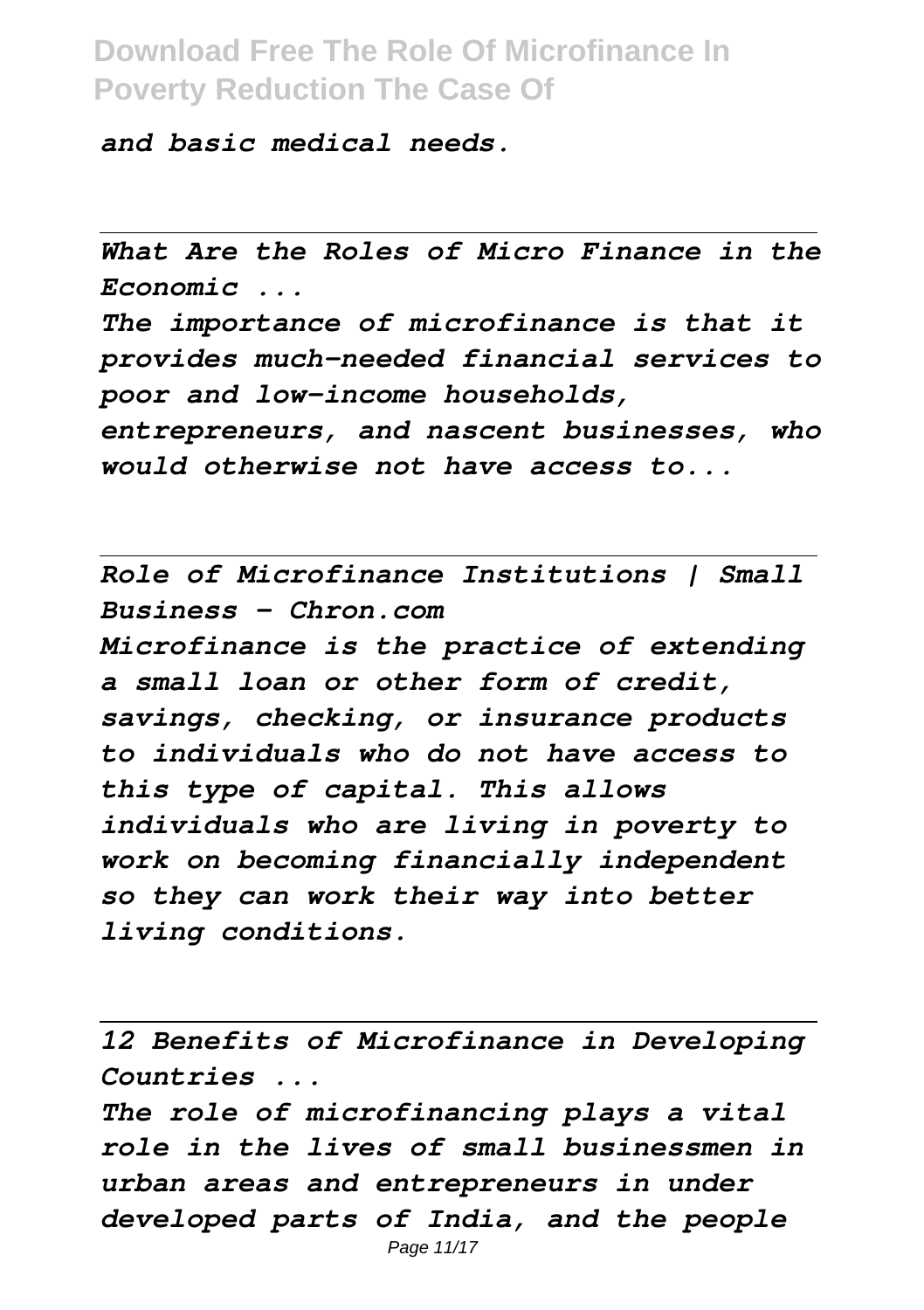*and basic medical needs.*

---

*What Are the Roles of Micro Finance in the Economic ...*

*The importance of microfinance is that it provides much-needed financial services to poor and low-income households, entrepreneurs, and nascent businesses, who would otherwise not have access to...*

---

*Role of Microfinance Institutions | Small Business - Chron.com*

*Microfinance is the practice of extending a small loan or other form of credit, savings, checking, or insurance products to individuals who do not have access to this type of capital. This allows individuals who are living in poverty to work on becoming financially independent so they can work their way into better living conditions.*

---

*12 Benefits of Microfinance in Developing Countries ...*

*The role of microfinancing plays a vital role in the lives of small businessmen in urban areas and entrepreneurs in under developed parts of India, and the people*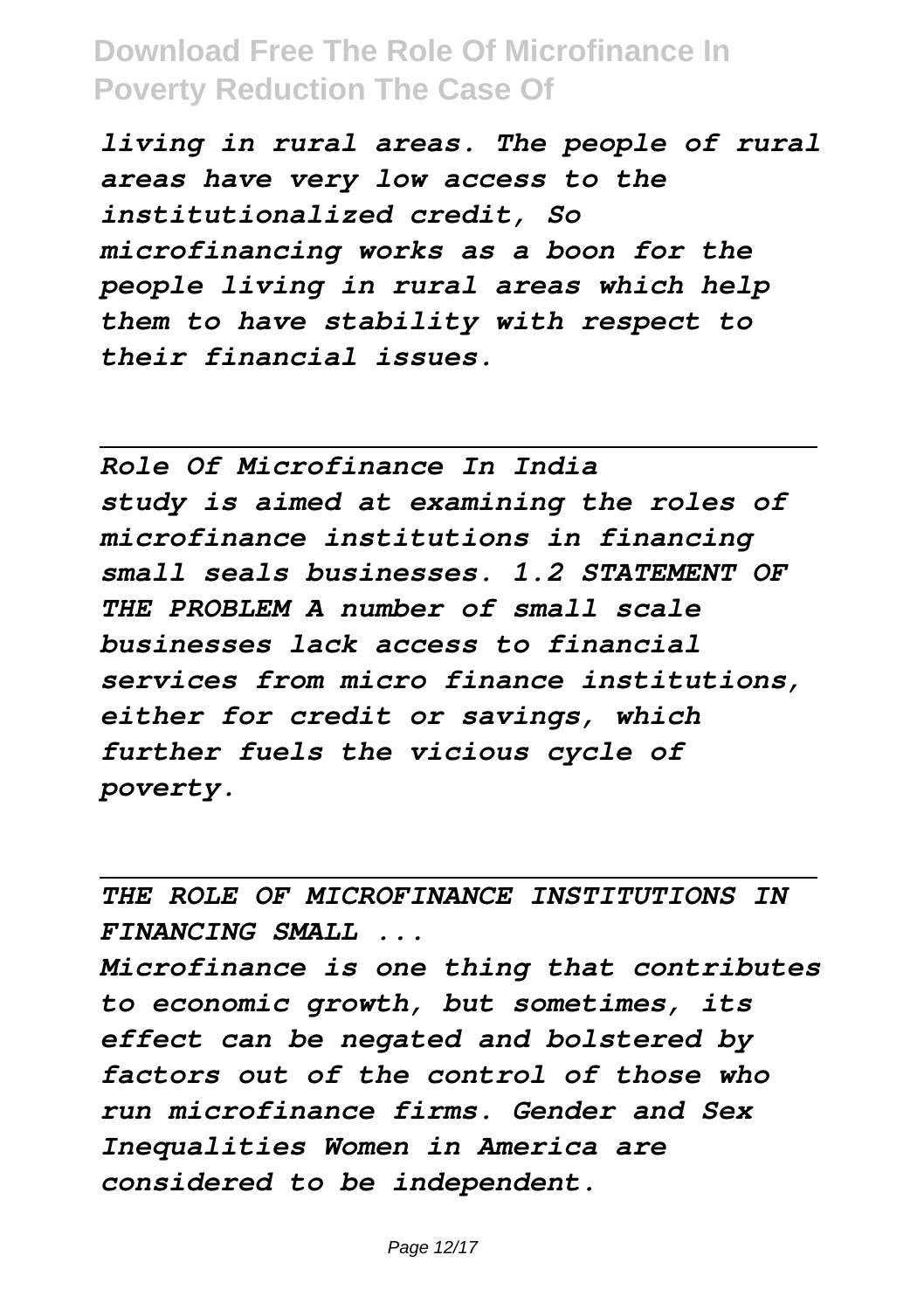*living in rural areas. The people of rural areas have very low access to the institutionalized credit, So microfinancing works as a boon for the people living in rural areas which help them to have stability with respect to their financial issues.*

---

*Role Of Microfinance In India*

*study is aimed at examining the roles of microfinance institutions in financing small seals businesses. 1.2 STATEMENT OF THE PROBLEM A number of small scale businesses lack access to financial services from micro finance institutions, either for credit or savings, which further fuels the vicious cycle of poverty.*

---

*THE ROLE OF MICROFINANCE INSTITUTIONS IN FINANCING SMALL ...*

*Microfinance is one thing that contributes to economic growth, but sometimes, its effect can be negated and bolstered by factors out of the control of those who run microfinance firms. Gender and Sex Inequalities Women in America are considered to be independent.*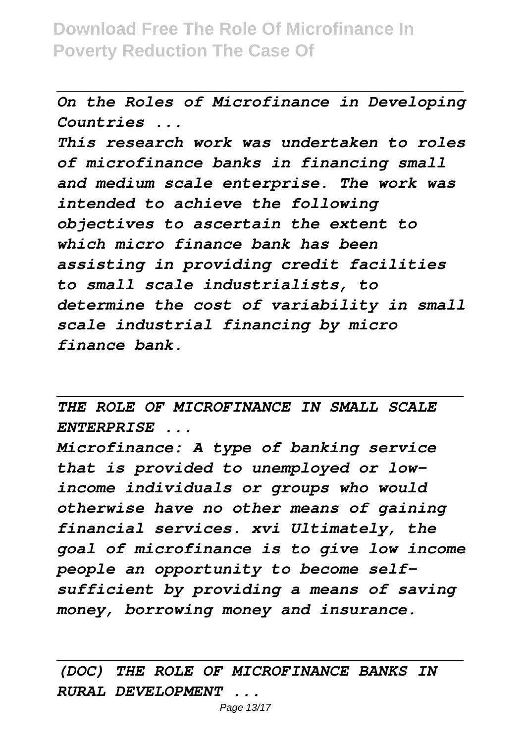*On the Roles of Microfinance in Developing Countries ...*

*This research work was undertaken to roles of microfinance banks in financing small and medium scale enterprise. The work was intended to achieve the following objectives to ascertain the extent to which micro finance bank has been assisting in providing credit facilities to small scale industrialists, to determine the cost of variability in small scale industrial financing by micro finance bank.*

*THE ROLE OF MICROFINANCE IN SMALL SCALE ENTERPRISE ...*

*Microfinance: A type of banking service that is provided to unemployed or low-income individuals or groups who would otherwise have no other means of gaining financial services. xvi Ultimately, the goal of microfinance is to give low income people an opportunity to become self-sufficient by providing a means of saving money, borrowing money and insurance.*

*(DOC) THE ROLE OF MICROFINANCE BANKS IN RURAL DEVELOPMENT ...*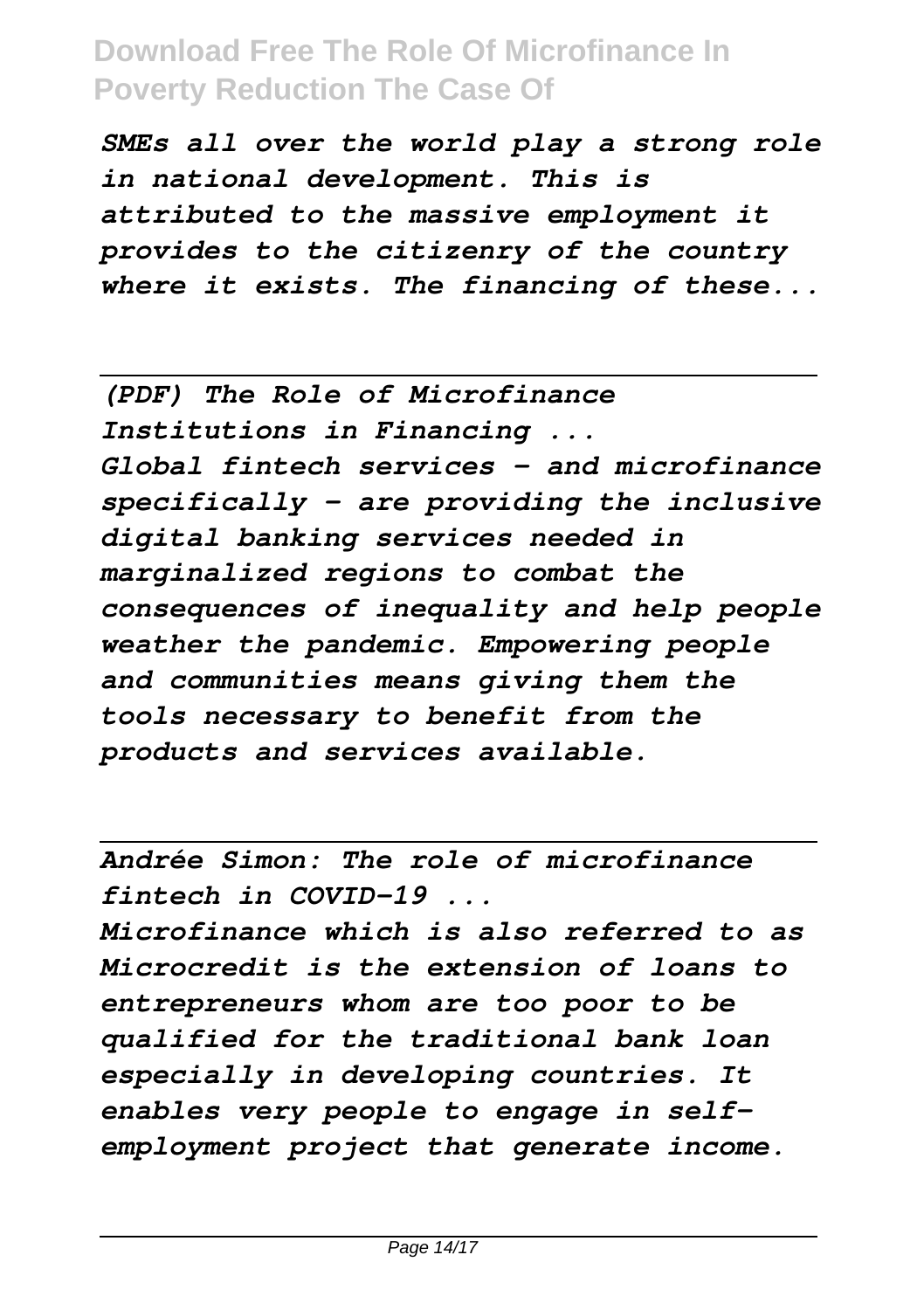*SMEs all over the world play a strong role in national development. This is attributed to the massive employment it provides to the citizenry of the country where it exists. The financing of these...*

---

*(PDF) The Role of Microfinance Institutions in Financing ...*

*Global fintech services – and microfinance specifically – are providing the inclusive digital banking services needed in marginalized regions to combat the consequences of inequality and help people weather the pandemic. Empowering people and communities means giving them the tools necessary to benefit from the products and services available.*

---

*Andrée Simon: The role of microfinance fintech in COVID-19 ...*

*Microfinance which is also referred to as Microcredit is the extension of loans to entrepreneurs whom are too poor to be qualified for the traditional bank loan especially in developing countries. It enables very people to engage in self-employment project that generate income.*

---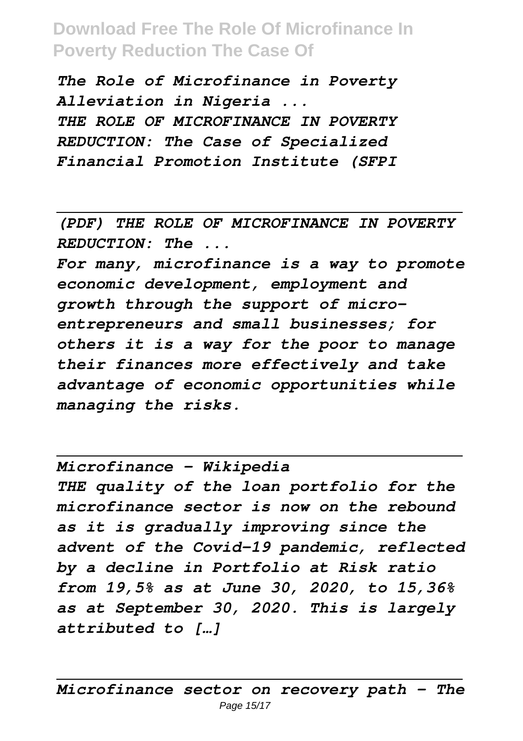*The Role of Microfinance in Poverty Alleviation in Nigeria ...*
*THE ROLE OF MICROFINANCE IN POVERTY REDUCTION: The Case of Specialized Financial Promotion Institute (SFPI*

---

*(PDF) THE ROLE OF MICROFINANCE IN POVERTY REDUCTION: The ...*

*For many, microfinance is a way to promote economic development, employment and growth through the support of micro-entrepreneurs and small businesses; for others it is a way for the poor to manage their finances more effectively and take advantage of economic opportunities while managing the risks.*

---

*Microfinance - Wikipedia*

*THE quality of the loan portfolio for the microfinance sector is now on the rebound as it is gradually improving since the advent of the Covid-19 pandemic, reflected by a decline in Portfolio at Risk ratio from 19,5% as at June 30, 2020, to 15,36% as at September 30, 2020. This is largely attributed to […]*

---

*Microfinance sector on recovery path - The*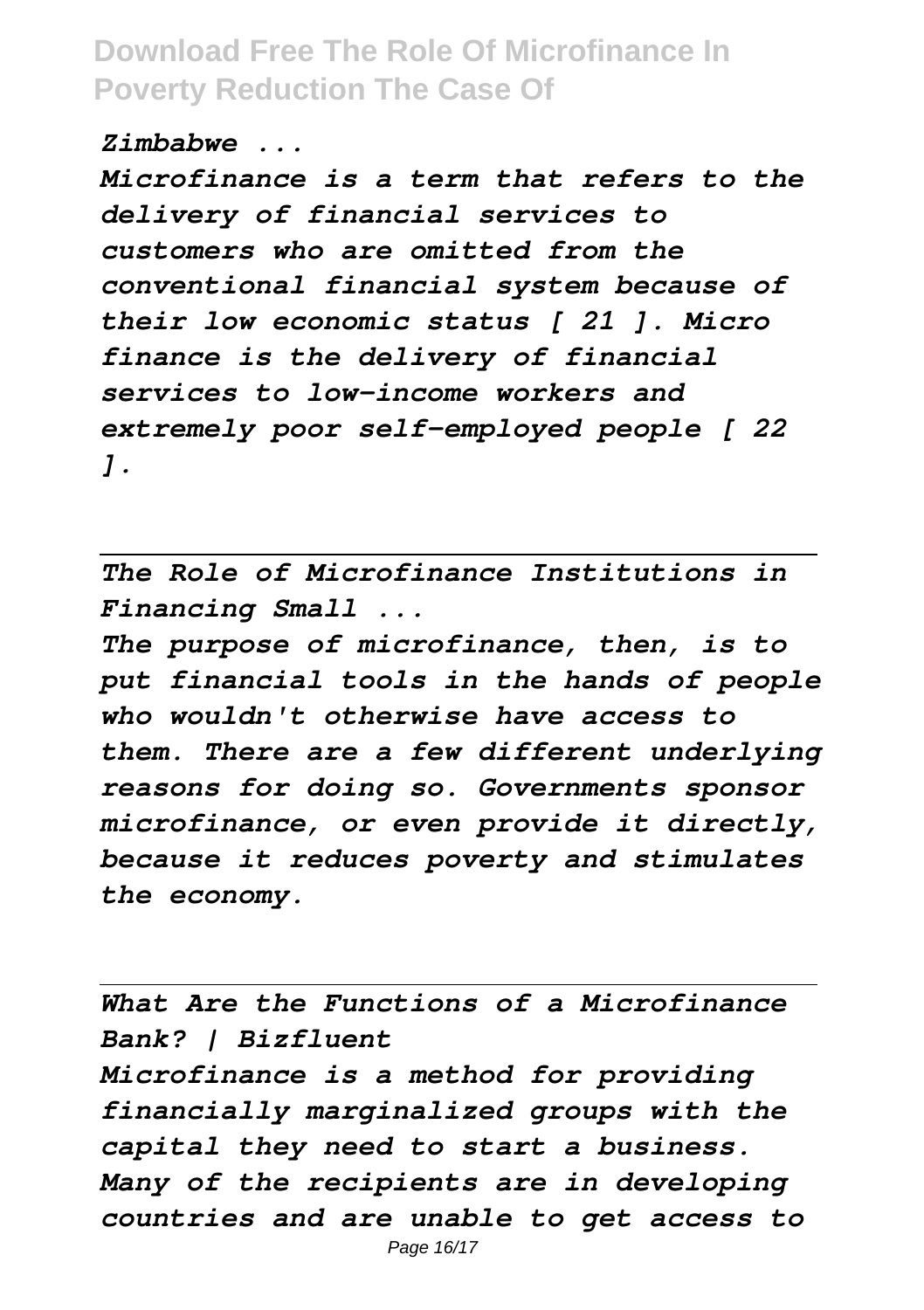*Zimbabwe ...*

*Microfinance is a term that refers to the delivery of financial services to customers who are omitted from the conventional financial system because of their low economic status [ 21 ]. Micro finance is the delivery of financial services to low-income workers and extremely poor self-employed people [ 22 ].*

---

*The Role of Microfinance Institutions in Financing Small ...*

*The purpose of microfinance, then, is to put financial tools in the hands of people who wouldn't otherwise have access to them. There are a few different underlying reasons for doing so. Governments sponsor microfinance, or even provide it directly, because it reduces poverty and stimulates the economy.*

---

*What Are the Functions of a Microfinance Bank? | Bizfluent*

*Microfinance is a method for providing financially marginalized groups with the capital they need to start a business. Many of the recipients are in developing countries and are unable to get access to*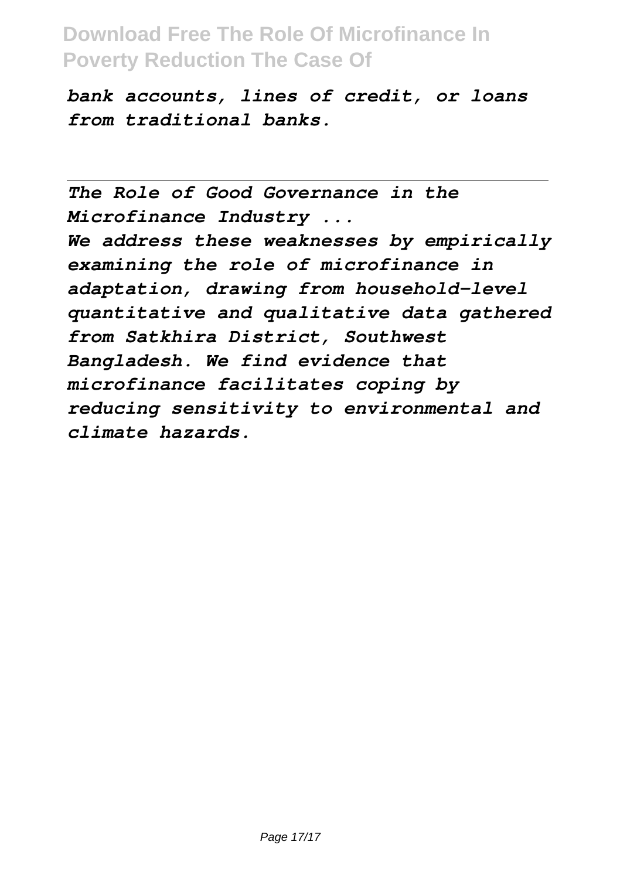*bank accounts, lines of credit, or loans from traditional banks.*

---

*The Role of Good Governance in the Microfinance Industry ...*

*We address these weaknesses by empirically examining the role of microfinance in adaptation, drawing from household-level quantitative and qualitative data gathered from Satkhira District, Southwest Bangladesh. We find evidence that microfinance facilitates coping by reducing sensitivity to environmental and climate hazards.*